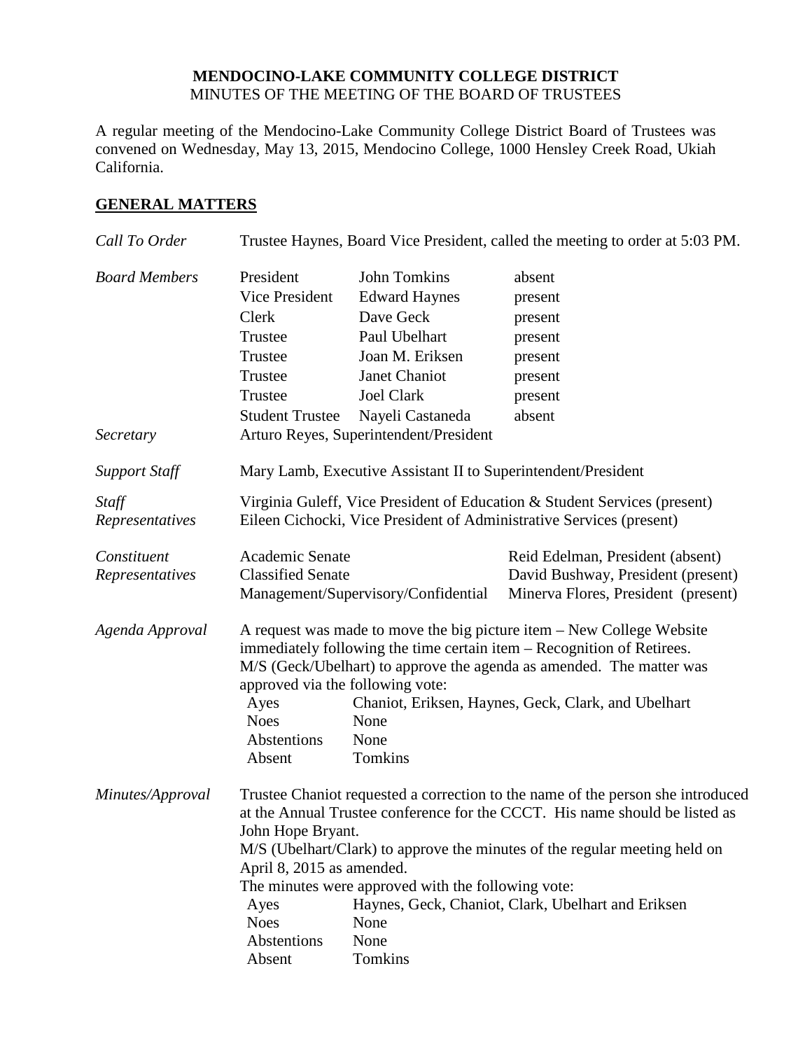# MENDOCINO-LAKE COMMUNITY COLLEGE DISTRICT

MINUTES OF THE MEETING OF THE BOARD OF TRUSTEES

A regular meeting of the Mendocino-Lake Community College District Board of Trustees was convened on Wednesday, May 13, 2015, Mendocino College, 1000 Hensley Creek Road, Ukiah California.

## GENERAL MATTERS

*Call To Order*

Trustee Haynes, Board Vice President, called the meeting to order at 5:03 PM.

*Board Members*

| | | |
|---|---|---|
| President | John Tomkins | absent |
| Vice President | Edward Haynes | present |
| Clerk | Dave Geck | present |
| Trustee | Paul Ubelhart | present |
| Trustee | Joan M. Eriksen | present |
| Trustee | Janet Chaniot | present |
| Trustee | Joel Clark | present |
| Student Trustee | Nayeli Castaneda | absent |

*Secretary*

Arturo Reyes, Superintendent/President

*Support Staff*

Mary Lamb, Executive Assistant II to Superintendent/President

*Staff Representatives*

Virginia Guleff, Vice President of Education & Student Services (present)
Eileen Cichocki, Vice President of Administrative Services (present)

*Constituent Representatives*

| | |
|---|---|
| Academic Senate | Reid Edelman, President (absent) |
| Classified Senate | David Bushway, President (present) |
| Management/Supervisory/Confidential | Minerva Flores, President (present) |

*Agenda Approval*

A request was made to move the big picture item – New College Website immediately following the time certain item – Recognition of Retirees.
M/S (Geck/Ubelhart) to approve the agenda as amended. The matter was approved via the following vote:

| | |
|---|---|
| Ayes | Chaniot, Eriksen, Haynes, Geck, Clark, and Ubelhart |
| Noes | None |
| Abstentions | None |
| Absent | Tomkins |

*Minutes/Approval*

Trustee Chaniot requested a correction to the name of the person she introduced at the Annual Trustee conference for the CCCT. His name should be listed as John Hope Bryant.
M/S (Ubelhart/Clark) to approve the minutes of the regular meeting held on April 8, 2015 as amended.
The minutes were approved with the following vote:

| | |
|---|---|
| Ayes | Haynes, Geck, Chaniot, Clark, Ubelhart and Eriksen |
| Noes | None |
| Abstentions | None |
| Absent | Tomkins |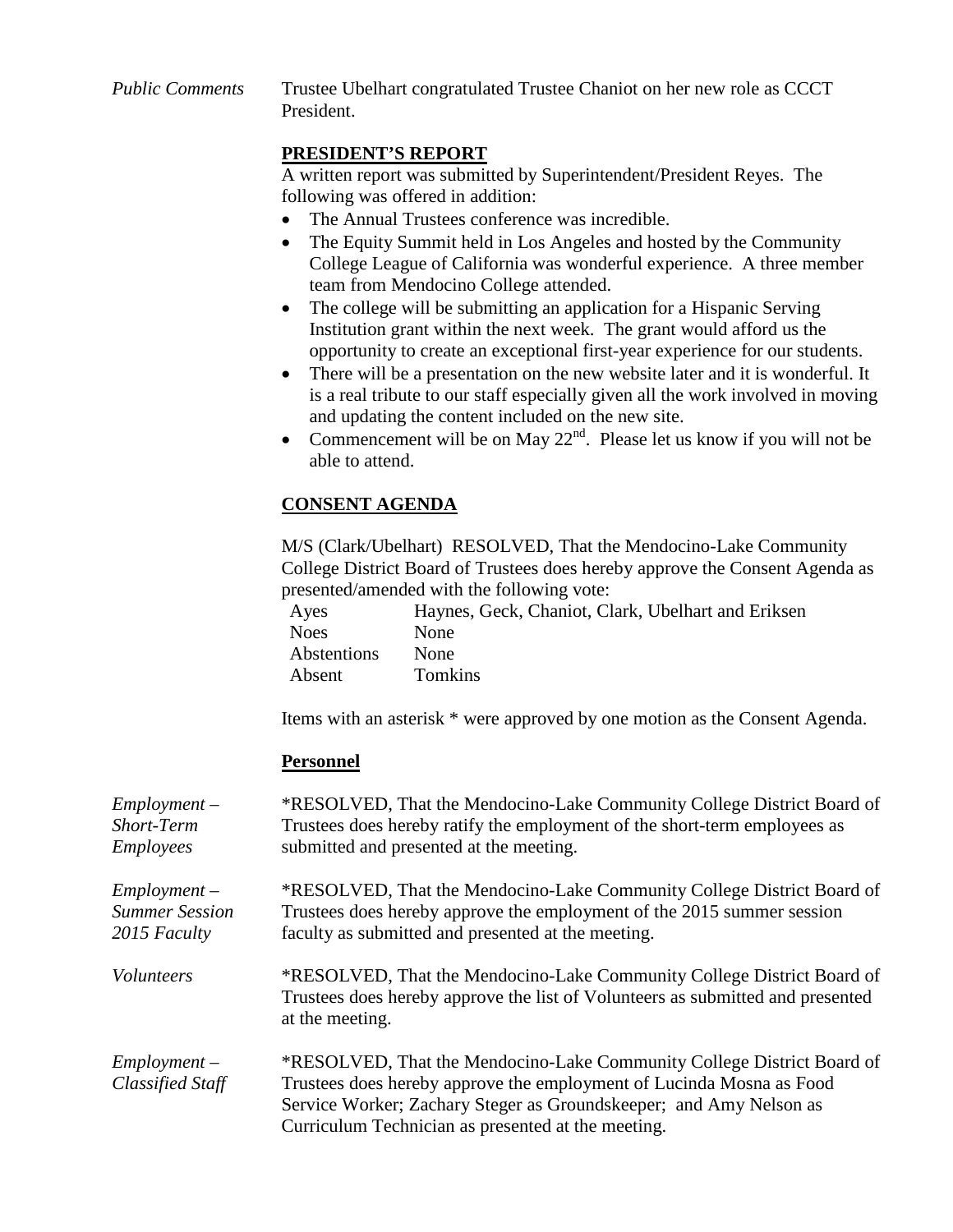*Public Comments*

Trustee Ubelhart congratulated Trustee Chaniot on her new role as CCCT President.

**PRESIDENT'S REPORT**

A written report was submitted by Superintendent/President Reyes. The following was offered in addition:

- The Annual Trustees conference was incredible.
- The Equity Summit held in Los Angeles and hosted by the Community College League of California was wonderful experience. A three member team from Mendocino College attended.
- The college will be submitting an application for a Hispanic Serving Institution grant within the next week. The grant would afford us the opportunity to create an exceptional first-year experience for our students.
- There will be a presentation on the new website later and it is wonderful. It is a real tribute to our staff especially given all the work involved in moving and updating the content included on the new site.
- Commencement will be on May 22nd. Please let us know if you will not be able to attend.

**CONSENT AGENDA**

M/S (Clark/Ubelhart) RESOLVED, That the Mendocino-Lake Community College District Board of Trustees does hereby approve the Consent Agenda as presented/amended with the following vote:

| | |
|---|---|
| Ayes | Haynes, Geck, Chaniot, Clark, Ubelhart and Eriksen |
| Noes | None |
| Abstentions | None |
| Absent | Tomkins |

Items with an asterisk * were approved by one motion as the Consent Agenda.

**Personnel**

*Employment – Short-Term Employees*

*RESOLVED, That the Mendocino-Lake Community College District Board of Trustees does hereby ratify the employment of the short-term employees as submitted and presented at the meeting.

*Employment – Summer Session 2015 Faculty*

*RESOLVED, That the Mendocino-Lake Community College District Board of Trustees does hereby approve the employment of the 2015 summer session faculty as submitted and presented at the meeting.

*Volunteers*

*RESOLVED, That the Mendocino-Lake Community College District Board of Trustees does hereby approve the list of Volunteers as submitted and presented at the meeting.

*Employment – Classified Staff*

*RESOLVED, That the Mendocino-Lake Community College District Board of Trustees does hereby approve the employment of Lucinda Mosna as Food Service Worker; Zachary Steger as Groundskeeper; and Amy Nelson as Curriculum Technician as presented at the meeting.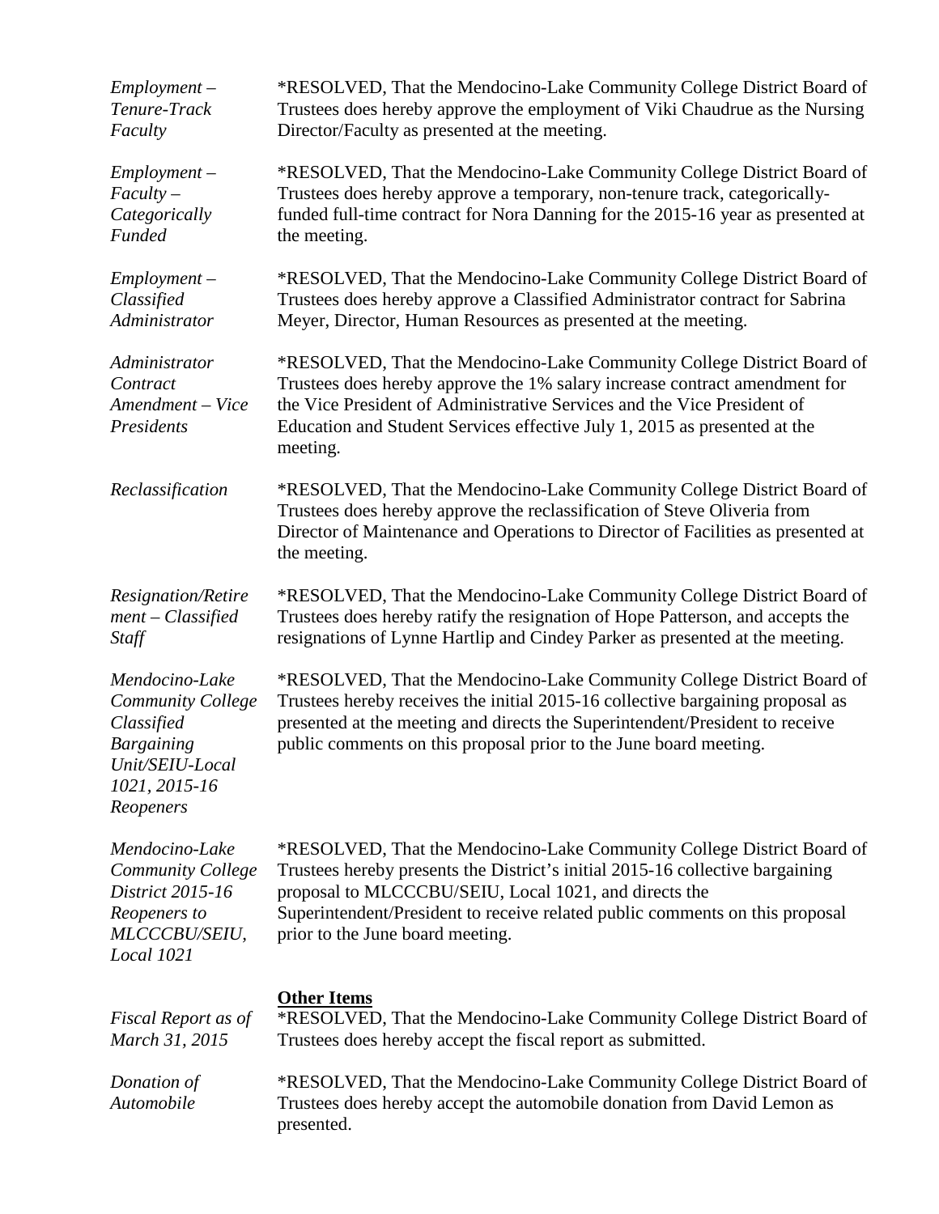*Employment – Tenure-Track Faculty*

*RESOLVED, That the Mendocino-Lake Community College District Board of Trustees does hereby approve the employment of Viki Chaudrue as the Nursing Director/Faculty as presented at the meeting.

*Employment – Faculty – Categorically Funded*

*RESOLVED, That the Mendocino-Lake Community College District Board of Trustees does hereby approve a temporary, non-tenure track, categorically-funded full-time contract for Nora Danning for the 2015-16 year as presented at the meeting.

*Employment – Classified Administrator*

*RESOLVED, That the Mendocino-Lake Community College District Board of Trustees does hereby approve a Classified Administrator contract for Sabrina Meyer, Director, Human Resources as presented at the meeting.

*Administrator Contract Amendment – Vice Presidents*

*RESOLVED, That the Mendocino-Lake Community College District Board of Trustees does hereby approve the 1% salary increase contract amendment for the Vice President of Administrative Services and the Vice President of Education and Student Services effective July 1, 2015 as presented at the meeting.

*Reclassification*

*RESOLVED, That the Mendocino-Lake Community College District Board of Trustees does hereby approve the reclassification of Steve Oliveria from Director of Maintenance and Operations to Director of Facilities as presented at the meeting.

*Resignation/Retirement – Classified Staff*

*RESOLVED, That the Mendocino-Lake Community College District Board of Trustees does hereby ratify the resignation of Hope Patterson, and accepts the resignations of Lynne Hartlip and Cindey Parker as presented at the meeting.

*Mendocino-Lake Community College Classified Bargaining Unit/SEIU-Local 1021, 2015-16 Reopeners*

*RESOLVED, That the Mendocino-Lake Community College District Board of Trustees hereby receives the initial 2015-16 collective bargaining proposal as presented at the meeting and directs the Superintendent/President to receive public comments on this proposal prior to the June board meeting.

*Mendocino-Lake Community College District 2015-16 Reopeners to MLCCCBU/SEIU, Local 1021*

*RESOLVED, That the Mendocino-Lake Community College District Board of Trustees hereby presents the District's initial 2015-16 collective bargaining proposal to MLCCCBU/SEIU, Local 1021, and directs the Superintendent/President to receive related public comments on this proposal prior to the June board meeting.

**Other Items**

*Fiscal Report as of March 31, 2015*

*RESOLVED, That the Mendocino-Lake Community College District Board of Trustees does hereby accept the fiscal report as submitted.

*Donation of Automobile*

*RESOLVED, That the Mendocino-Lake Community College District Board of Trustees does hereby accept the automobile donation from David Lemon as presented.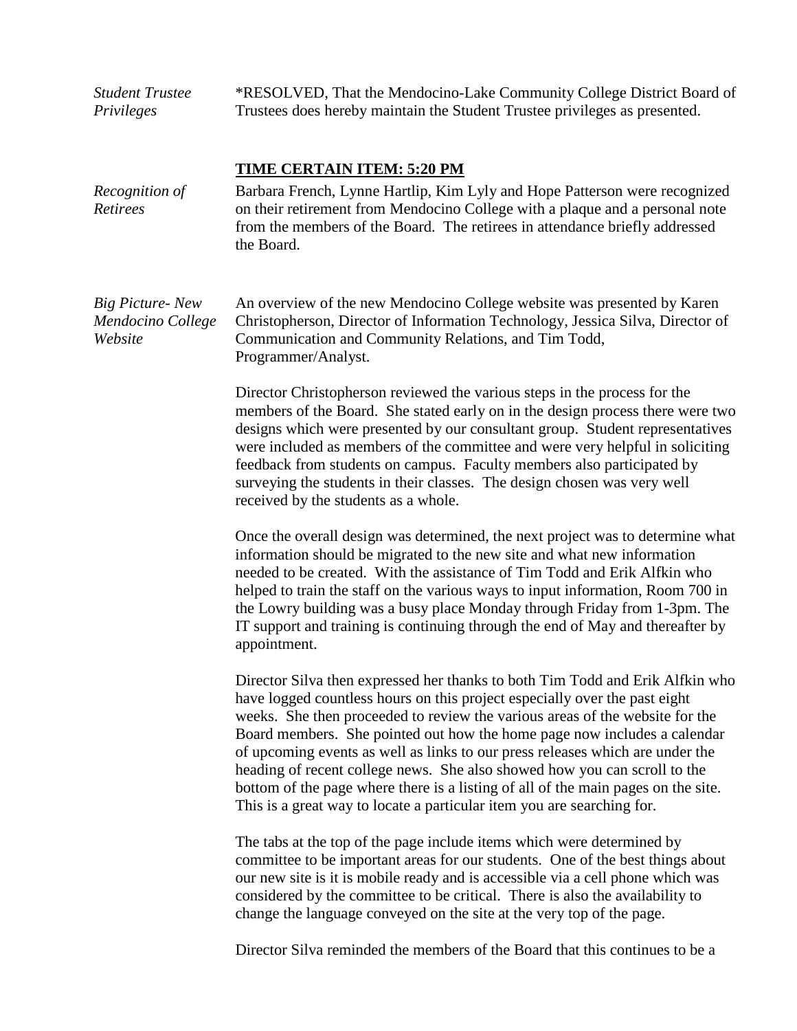*Student Trustee Privileges*

*RESOLVED, That the Mendocino-Lake Community College District Board of Trustees does hereby maintain the Student Trustee privileges as presented.

**TIME CERTAIN ITEM: 5:20 PM**

*Recognition of Retirees*

Barbara French, Lynne Hartlip, Kim Lyly and Hope Patterson were recognized on their retirement from Mendocino College with a plaque and a personal note from the members of the Board. The retirees in attendance briefly addressed the Board.

*Big Picture- New Mendocino College Website*

An overview of the new Mendocino College website was presented by Karen Christopherson, Director of Information Technology, Jessica Silva, Director of Communication and Community Relations, and Tim Todd, Programmer/Analyst.

Director Christopherson reviewed the various steps in the process for the members of the Board. She stated early on in the design process there were two designs which were presented by our consultant group. Student representatives were included as members of the committee and were very helpful in soliciting feedback from students on campus. Faculty members also participated by surveying the students in their classes. The design chosen was very well received by the students as a whole.

Once the overall design was determined, the next project was to determine what information should be migrated to the new site and what new information needed to be created. With the assistance of Tim Todd and Erik Alfkin who helped to train the staff on the various ways to input information, Room 700 in the Lowry building was a busy place Monday through Friday from 1-3pm. The IT support and training is continuing through the end of May and thereafter by appointment.

Director Silva then expressed her thanks to both Tim Todd and Erik Alfkin who have logged countless hours on this project especially over the past eight weeks. She then proceeded to review the various areas of the website for the Board members. She pointed out how the home page now includes a calendar of upcoming events as well as links to our press releases which are under the heading of recent college news. She also showed how you can scroll to the bottom of the page where there is a listing of all of the main pages on the site. This is a great way to locate a particular item you are searching for.

The tabs at the top of the page include items which were determined by committee to be important areas for our students. One of the best things about our new site is it is mobile ready and is accessible via a cell phone which was considered by the committee to be critical. There is also the availability to change the language conveyed on the site at the very top of the page.

Director Silva reminded the members of the Board that this continues to be a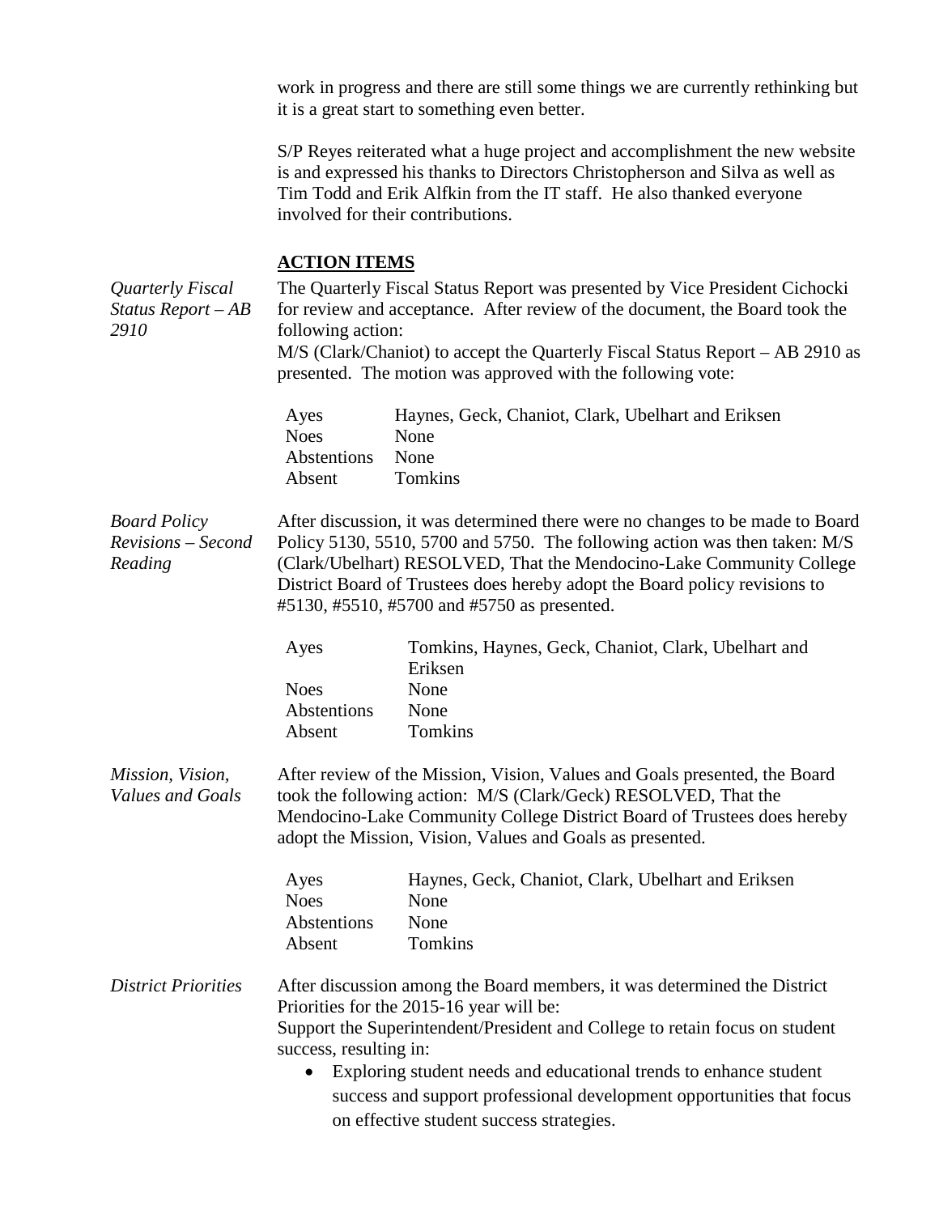work in progress and there are still some things we are currently rethinking but it is a great start to something even better.

S/P Reyes reiterated what a huge project and accomplishment the new website is and expressed his thanks to Directors Christopherson and Silva as well as Tim Todd and Erik Alfkin from the IT staff. He also thanked everyone involved for their contributions.

## ACTION ITEMS

*Quarterly Fiscal Status Report – AB 2910*

The Quarterly Fiscal Status Report was presented by Vice President Cichocki for review and acceptance. After review of the document, the Board took the following action:
M/S (Clark/Chaniot) to accept the Quarterly Fiscal Status Report – AB 2910 as presented. The motion was approved with the following vote:

| | |
|---|---|
| Ayes | Haynes, Geck, Chaniot, Clark, Ubelhart and Eriksen |
| Noes | None |
| Abstentions | None |
| Absent | Tomkins |

*Board Policy Revisions – Second Reading*

After discussion, it was determined there were no changes to be made to Board Policy 5130, 5510, 5700 and 5750. The following action was then taken: M/S (Clark/Ubelhart) RESOLVED, That the Mendocino-Lake Community College District Board of Trustees does hereby adopt the Board policy revisions to #5130, #5510, #5700 and #5750 as presented.

| | |
|---|---|
| Ayes | Tomkins, Haynes, Geck, Chaniot, Clark, Ubelhart and Eriksen |
| Noes | None |
| Abstentions | None |
| Absent | Tomkins |

*Mission, Vision, Values and Goals*

After review of the Mission, Vision, Values and Goals presented, the Board took the following action: M/S (Clark/Geck) RESOLVED, That the Mendocino-Lake Community College District Board of Trustees does hereby adopt the Mission, Vision, Values and Goals as presented.

| | |
|---|---|
| Ayes | Haynes, Geck, Chaniot, Clark, Ubelhart and Eriksen |
| Noes | None |
| Abstentions | None |
| Absent | Tomkins |

*District Priorities*

After discussion among the Board members, it was determined the District Priorities for the 2015-16 year will be:
Support the Superintendent/President and College to retain focus on student success, resulting in:

- Exploring student needs and educational trends to enhance student success and support professional development opportunities that focus on effective student success strategies.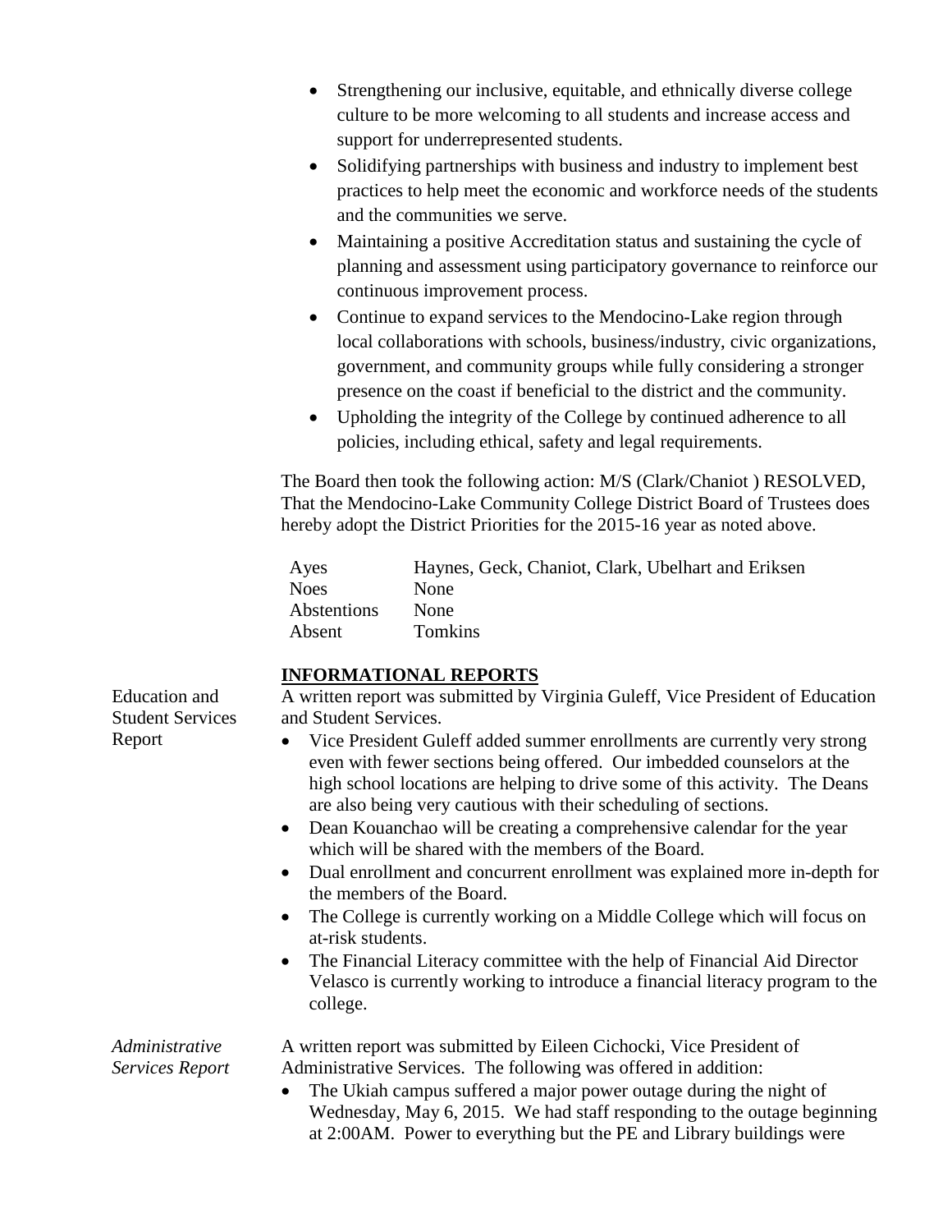- Strengthening our inclusive, equitable, and ethnically diverse college culture to be more welcoming to all students and increase access and support for underrepresented students.
- Solidifying partnerships with business and industry to implement best practices to help meet the economic and workforce needs of the students and the communities we serve.
- Maintaining a positive Accreditation status and sustaining the cycle of planning and assessment using participatory governance to reinforce our continuous improvement process.
- Continue to expand services to the Mendocino-Lake region through local collaborations with schools, business/industry, civic organizations, government, and community groups while fully considering a stronger presence on the coast if beneficial to the district and the community.
- Upholding the integrity of the College by continued adherence to all policies, including ethical, safety and legal requirements.

The Board then took the following action: M/S (Clark/Chaniot ) RESOLVED, That the Mendocino-Lake Community College District Board of Trustees does hereby adopt the District Priorities for the 2015-16 year as noted above.

| | |
|---|---|
| Ayes | Haynes, Geck, Chaniot, Clark, Ubelhart and Eriksen |
| Noes | None |
| Abstentions | None |
| Absent | Tomkins |

**INFORMATIONAL REPORTS**

Education and Student Services Report

A written report was submitted by Virginia Guleff, Vice President of Education and Student Services.

- Vice President Guleff added summer enrollments are currently very strong even with fewer sections being offered. Our imbedded counselors at the high school locations are helping to drive some of this activity. The Deans are also being very cautious with their scheduling of sections.
- Dean Kouanchao will be creating a comprehensive calendar for the year which will be shared with the members of the Board.
- Dual enrollment and concurrent enrollment was explained more in-depth for the members of the Board.
- The College is currently working on a Middle College which will focus on at-risk students.
- The Financial Literacy committee with the help of Financial Aid Director Velasco is currently working to introduce a financial literacy program to the college.

*Administrative Services Report*

A written report was submitted by Eileen Cichocki, Vice President of Administrative Services. The following was offered in addition:

- The Ukiah campus suffered a major power outage during the night of Wednesday, May 6, 2015. We had staff responding to the outage beginning at 2:00AM. Power to everything but the PE and Library buildings were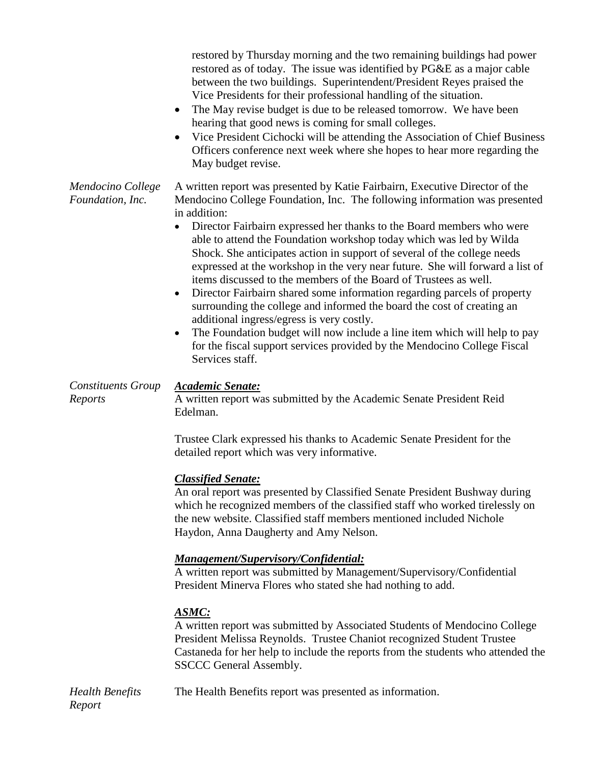restored by Thursday morning and the two remaining buildings had power restored as of today. The issue was identified by PG&E as a major cable between the two buildings. Superintendent/President Reyes praised the Vice Presidents for their professional handling of the situation.

- The May revise budget is due to be released tomorrow. We have been hearing that good news is coming for small colleges.
- Vice President Cichocki will be attending the Association of Chief Business Officers conference next week where she hopes to hear more regarding the May budget revise.

*Mendocino College Foundation, Inc.*

A written report was presented by Katie Fairbairn, Executive Director of the Mendocino College Foundation, Inc. The following information was presented in addition:

- Director Fairbairn expressed her thanks to the Board members who were able to attend the Foundation workshop today which was led by Wilda Shock. She anticipates action in support of several of the college needs expressed at the workshop in the very near future. She will forward a list of items discussed to the members of the Board of Trustees as well.
- Director Fairbairn shared some information regarding parcels of property surrounding the college and informed the board the cost of creating an additional ingress/egress is very costly.
- The Foundation budget will now include a line item which will help to pay for the fiscal support services provided by the Mendocino College Fiscal Services staff.

*Constituents Group Reports*

***Academic Senate:***

A written report was submitted by the Academic Senate President Reid Edelman.

Trustee Clark expressed his thanks to Academic Senate President for the detailed report which was very informative.

***Classified Senate:***

An oral report was presented by Classified Senate President Bushway during which he recognized members of the classified staff who worked tirelessly on the new website. Classified staff members mentioned included Nichole Haydon, Anna Daugherty and Amy Nelson.

***Management/Supervisory/Confidential:***

A written report was submitted by Management/Supervisory/Confidential President Minerva Flores who stated she had nothing to add.

***ASMC:***

A written report was submitted by Associated Students of Mendocino College President Melissa Reynolds. Trustee Chaniot recognized Student Trustee Castaneda for her help to include the reports from the students who attended the SSCCC General Assembly.

*Health Benefits Report*

The Health Benefits report was presented as information.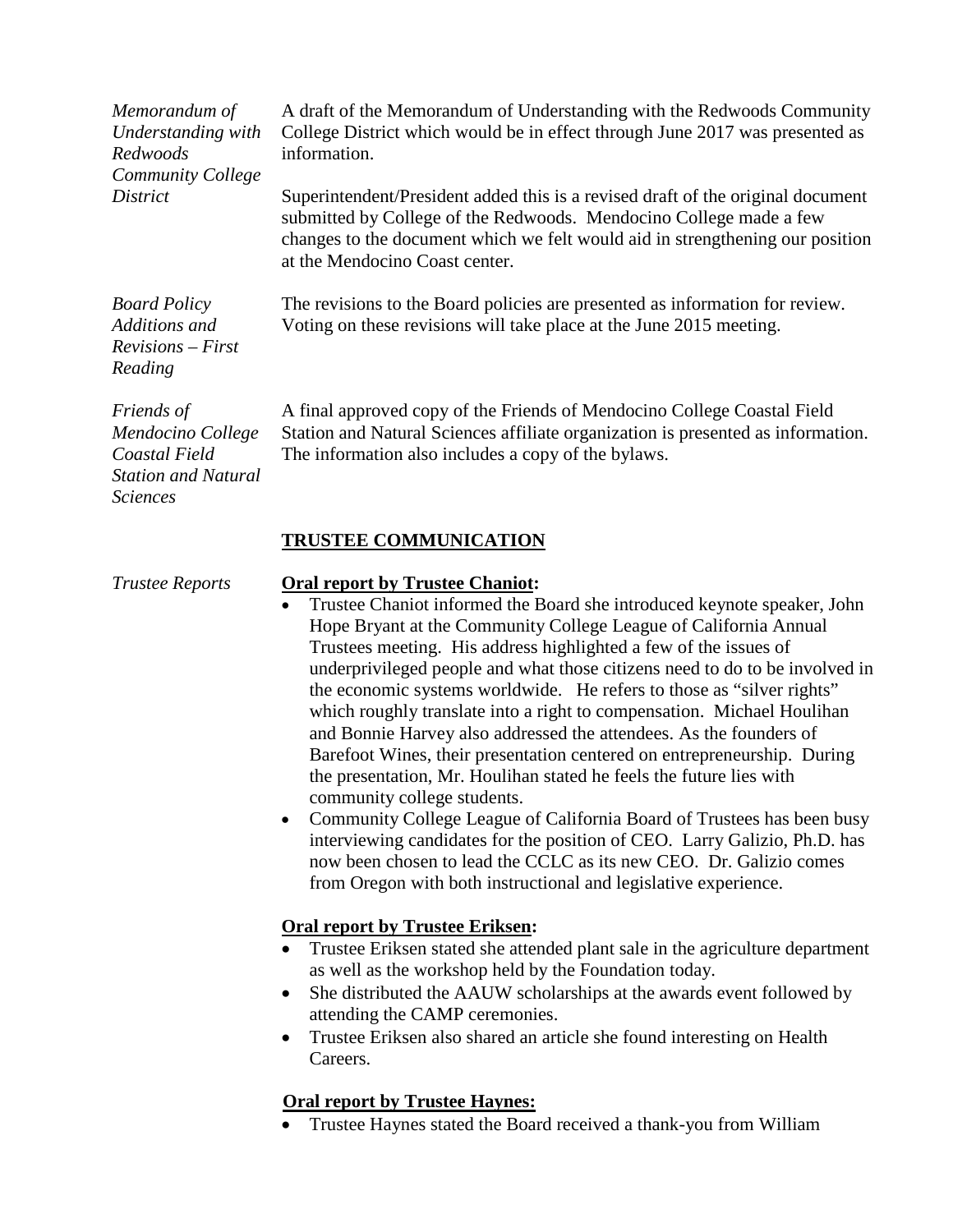*Memorandum of Understanding with Redwoods Community College District*

A draft of the Memorandum of Understanding with the Redwoods Community College District which would be in effect through June 2017 was presented as information.

Superintendent/President added this is a revised draft of the original document submitted by College of the Redwoods. Mendocino College made a few changes to the document which we felt would aid in strengthening our position at the Mendocino Coast center.

*Board Policy Additions and Revisions – First Reading*

The revisions to the Board policies are presented as information for review. Voting on these revisions will take place at the June 2015 meeting.

*Friends of Mendocino College Coastal Field Station and Natural Sciences*

A final approved copy of the Friends of Mendocino College Coastal Field Station and Natural Sciences affiliate organization is presented as information. The information also includes a copy of the bylaws.

## TRUSTEE COMMUNICATION

*Trustee Reports*

**Oral report by Trustee Chaniot:**

- Trustee Chaniot informed the Board she introduced keynote speaker, John Hope Bryant at the Community College League of California Annual Trustees meeting. His address highlighted a few of the issues of underprivileged people and what those citizens need to do to be involved in the economic systems worldwide. He refers to those as "silver rights" which roughly translate into a right to compensation. Michael Houlihan and Bonnie Harvey also addressed the attendees. As the founders of Barefoot Wines, their presentation centered on entrepreneurship. During the presentation, Mr. Houlihan stated he feels the future lies with community college students.
- Community College League of California Board of Trustees has been busy interviewing candidates for the position of CEO. Larry Galizio, Ph.D. has now been chosen to lead the CCLC as its new CEO. Dr. Galizio comes from Oregon with both instructional and legislative experience.

**Oral report by Trustee Eriksen:**

- Trustee Eriksen stated she attended plant sale in the agriculture department as well as the workshop held by the Foundation today.
- She distributed the AAUW scholarships at the awards event followed by attending the CAMP ceremonies.
- Trustee Eriksen also shared an article she found interesting on Health Careers.

**Oral report by Trustee Haynes:**

- Trustee Haynes stated the Board received a thank-you from William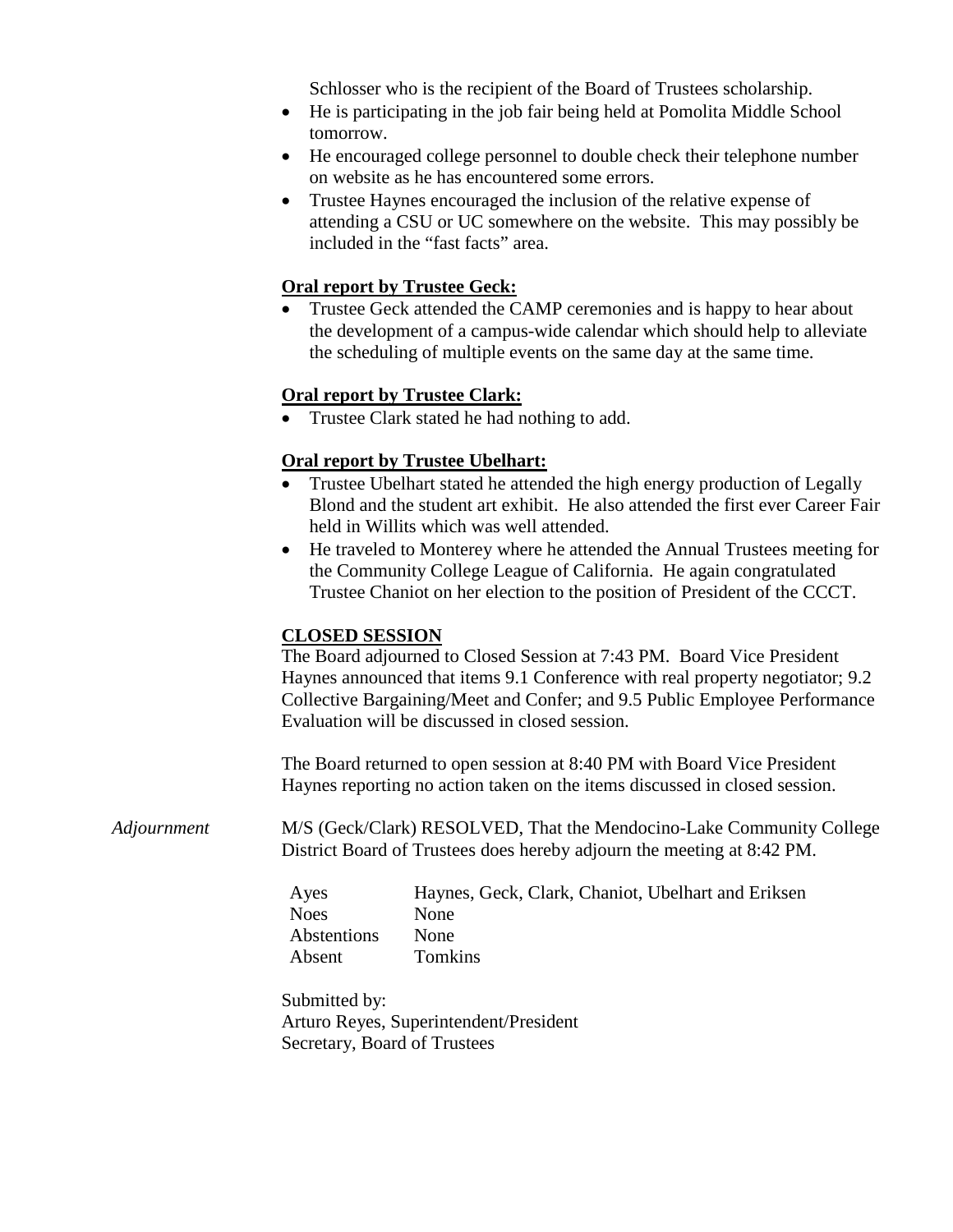Schlosser who is the recipient of the Board of Trustees scholarship.

- He is participating in the job fair being held at Pomolita Middle School tomorrow.
- He encouraged college personnel to double check their telephone number on website as he has encountered some errors.
- Trustee Haynes encouraged the inclusion of the relative expense of attending a CSU or UC somewhere on the website. This may possibly be included in the "fast facts" area.

**Oral report by Trustee Geck:**

- Trustee Geck attended the CAMP ceremonies and is happy to hear about the development of a campus-wide calendar which should help to alleviate the scheduling of multiple events on the same day at the same time.

**Oral report by Trustee Clark:**

- Trustee Clark stated he had nothing to add.

**Oral report by Trustee Ubelhart:**

- Trustee Ubelhart stated he attended the high energy production of Legally Blond and the student art exhibit. He also attended the first ever Career Fair held in Willits which was well attended.
- He traveled to Monterey where he attended the Annual Trustees meeting for the Community College League of California. He again congratulated Trustee Chaniot on her election to the position of President of the CCCT.

**CLOSED SESSION**

The Board adjourned to Closed Session at 7:43 PM. Board Vice President Haynes announced that items 9.1 Conference with real property negotiator; 9.2 Collective Bargaining/Meet and Confer; and 9.5 Public Employee Performance Evaluation will be discussed in closed session.

The Board returned to open session at 8:40 PM with Board Vice President Haynes reporting no action taken on the items discussed in closed session.

*Adjournment*

M/S (Geck/Clark) RESOLVED, That the Mendocino-Lake Community College District Board of Trustees does hereby adjourn the meeting at 8:42 PM.

| | |
|---|---|
| Ayes | Haynes, Geck, Clark, Chaniot, Ubelhart and Eriksen |
| Noes | None |
| Abstentions | None |
| Absent | Tomkins |

Submitted by:
Arturo Reyes, Superintendent/President
Secretary, Board of Trustees